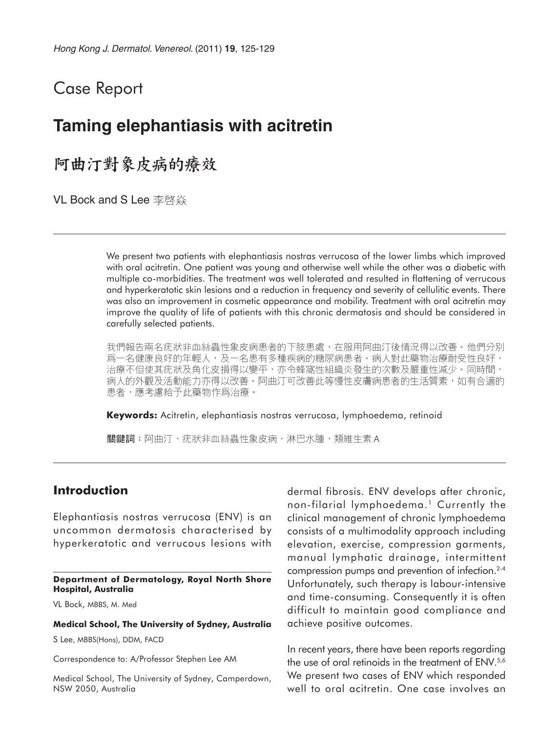Case Report

# Taming elephantiasis with acitretin

# 阿曲汀對象皮病的療效

VL Bock and S Lee 李啓燚

We present two patients with elephantiasis nostras verrucosa of the lower limbs which improved with oral acitretin. One patient was young and otherwise well while the other was a diabetic with multiple co-morbidities. The treatment was well tolerated and resulted in flattening of verrucous and hyperkeratotic skin lesions and a reduction in frequency and severity of cellulitic events. There was also an improvement in cosmetic appearance and mobility. Treatment with oral acitretin may improve the quality of life of patients with this chronic dermatosis and should be considered in carefully selected patients.

我們報告兩名疣狀非血絲蟲性象皮病患者的下肢患處，在服用阿曲汀後情況得以改善。他們分別爲一名健康良好的年輕人，及一名患有多種疾病的糖尿病患者。病人對此藥物治療耐受性良好，治療不但使其疣狀及角化皮損得以變平，亦令蜂窩性組織炎發生的次數及嚴重性減少。同時間，病人的外觀及活動能力亦得以改善。阿曲汀可改善此等慢性皮膚病患者的生活質素，如有合適的患者，應考慮給予此藥物作爲治療。

**Keywords:** Acitretin, elephantiasis nostras verrucosa, lymphoedema, retinoid

**關鍵詞**：阿曲汀，疣狀非血絲蟲性象皮病，淋巴水腫，類維生素 A

## Introduction

Elephantiasis nostras verrucosa (ENV) is an uncommon dermatosis characterised by hyperkeratotic and verrucous lesions with dermal fibrosis. ENV develops after chronic, non-filarial lymphoedema.[1] Currently the clinical management of chronic lymphoedema consists of a multimodality approach including elevation, exercise, compression garments, manual lymphatic drainage, intermittent compression pumps and prevention of infection.[2-4] Unfortunately, such therapy is labour-intensive and time-consuming. Consequently it is often difficult to maintain good compliance and achieve positive outcomes.

In recent years, there have been reports regarding the use of oral retinoids in the treatment of ENV.[5,6] We present two cases of ENV which responded well to oral acitretin. One case involves an

**Department of Dermatology, Royal North Shore Hospital, Australia**

VL Bock, MBBS, M. Med

**Medical School, The University of Sydney, Australia**

S Lee, MBBS(Hons), DDM, FACD

Correspondence to: A/Professor Stephen Lee AM

Medical School, The University of Sydney, Camperdown, NSW 2050, Australia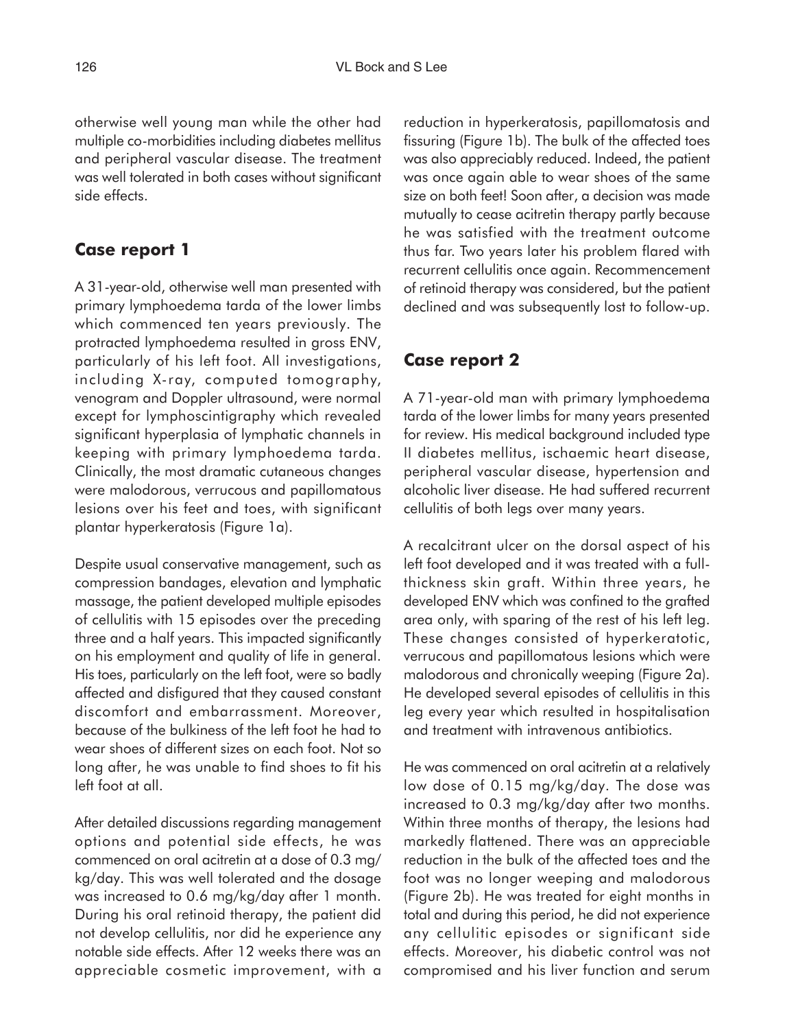otherwise well young man while the other had multiple co-morbidities including diabetes mellitus and peripheral vascular disease. The treatment was well tolerated in both cases without significant side effects.

## Case report 1

A 31-year-old, otherwise well man presented with primary lymphoedema tarda of the lower limbs which commenced ten years previously. The protracted lymphoedema resulted in gross ENV, particularly of his left foot. All investigations, including X-ray, computed tomography, venogram and Doppler ultrasound, were normal except for lymphoscintigraphy which revealed significant hyperplasia of lymphatic channels in keeping with primary lymphoedema tarda. Clinically, the most dramatic cutaneous changes were malodorous, verrucous and papillomatous lesions over his feet and toes, with significant plantar hyperkeratosis (Figure 1a).

Despite usual conservative management, such as compression bandages, elevation and lymphatic massage, the patient developed multiple episodes of cellulitis with 15 episodes over the preceding three and a half years. This impacted significantly on his employment and quality of life in general. His toes, particularly on the left foot, were so badly affected and disfigured that they caused constant discomfort and embarrassment. Moreover, because of the bulkiness of the left foot he had to wear shoes of different sizes on each foot. Not so long after, he was unable to find shoes to fit his left foot at all.

After detailed discussions regarding management options and potential side effects, he was commenced on oral acitretin at a dose of 0.3 mg/kg/day. This was well tolerated and the dosage was increased to 0.6 mg/kg/day after 1 month. During his oral retinoid therapy, the patient did not develop cellulitis, nor did he experience any notable side effects. After 12 weeks there was an appreciable cosmetic improvement, with a reduction in hyperkeratosis, papillomatosis and fissuring (Figure 1b). The bulk of the affected toes was also appreciably reduced. Indeed, the patient was once again able to wear shoes of the same size on both feet! Soon after, a decision was made mutually to cease acitretin therapy partly because he was satisfied with the treatment outcome thus far. Two years later his problem flared with recurrent cellulitis once again. Recommencement of retinoid therapy was considered, but the patient declined and was subsequently lost to follow-up.

## Case report 2

A 71-year-old man with primary lymphoedema tarda of the lower limbs for many years presented for review. His medical background included type II diabetes mellitus, ischaemic heart disease, peripheral vascular disease, hypertension and alcoholic liver disease. He had suffered recurrent cellulitis of both legs over many years.

A recalcitrant ulcer on the dorsal aspect of his left foot developed and it was treated with a full-thickness skin graft. Within three years, he developed ENV which was confined to the grafted area only, with sparing of the rest of his left leg. These changes consisted of hyperkeratotic, verrucous and papillomatous lesions which were malodorous and chronically weeping (Figure 2a). He developed several episodes of cellulitis in this leg every year which resulted in hospitalisation and treatment with intravenous antibiotics.

He was commenced on oral acitretin at a relatively low dose of 0.15 mg/kg/day. The dose was increased to 0.3 mg/kg/day after two months. Within three months of therapy, the lesions had markedly flattened. There was an appreciable reduction in the bulk of the affected toes and the foot was no longer weeping and malodorous (Figure 2b). He was treated for eight months in total and during this period, he did not experience any cellulitic episodes or significant side effects. Moreover, his diabetic control was not compromised and his liver function and serum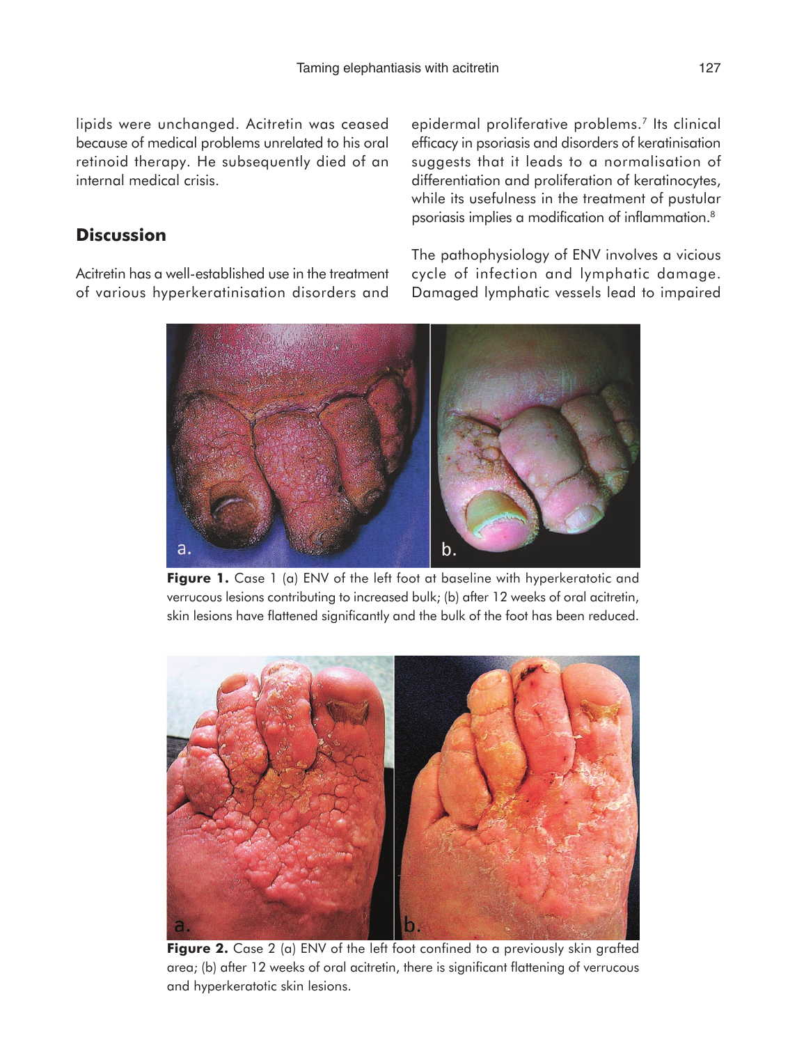lipids were unchanged. Acitretin was ceased because of medical problems unrelated to his oral retinoid therapy. He subsequently died of an internal medical crisis.

## Discussion

Acitretin has a well-established use in the treatment of various hyperkeratinisation disorders and epidermal proliferative problems.[7] Its clinical efficacy in psoriasis and disorders of keratinisation suggests that it leads to a normalisation of differentiation and proliferation of keratinocytes, while its usefulness in the treatment of pustular psoriasis implies a modification of inflammation.[8]

The pathophysiology of ENV involves a vicious cycle of infection and lymphatic damage. Damaged lymphatic vessels lead to impaired

**Figure 1.** Case 1 (a) ENV of the left foot at baseline with hyperkeratotic and verrucous lesions contributing to increased bulk; (b) after 12 weeks of oral acitretin, skin lesions have flattened significantly and the bulk of the foot has been reduced.

**Figure 2.** Case 2 (a) ENV of the left foot confined to a previously skin grafted area; (b) after 12 weeks of oral acitretin, there is significant flattening of verrucous and hyperkeratotic skin lesions.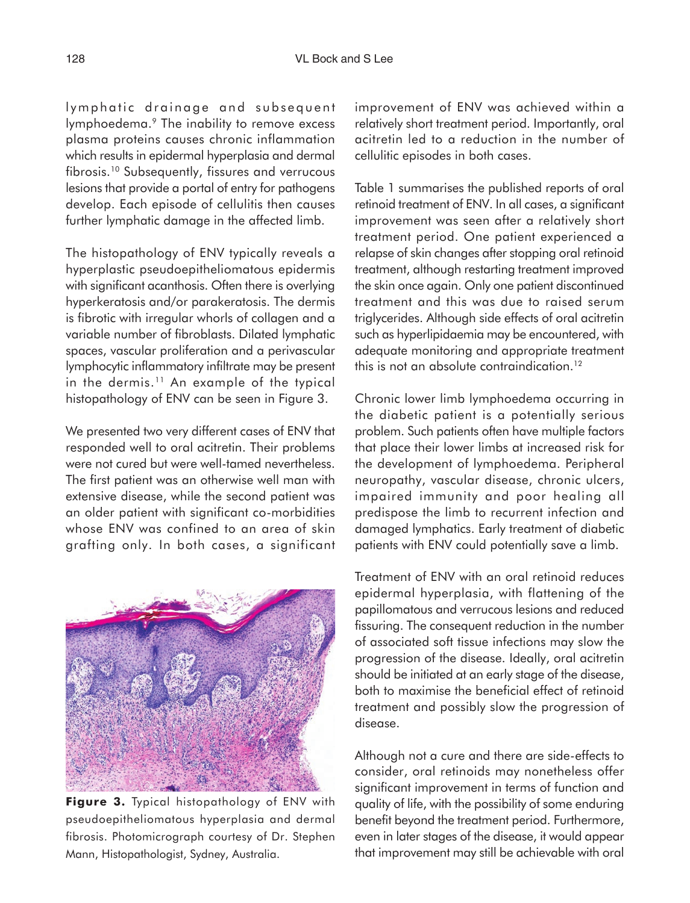lymphatic drainage and subsequent lymphoedema.[9] The inability to remove excess plasma proteins causes chronic inflammation which results in epidermal hyperplasia and dermal fibrosis.[10] Subsequently, fissures and verrucous lesions that provide a portal of entry for pathogens develop. Each episode of cellulitis then causes further lymphatic damage in the affected limb.

The histopathology of ENV typically reveals a hyperplastic pseudoepitheliomatous epidermis with significant acanthosis. Often there is overlying hyperkeratosis and/or parakeratosis. The dermis is fibrotic with irregular whorls of collagen and a variable number of fibroblasts. Dilated lymphatic spaces, vascular proliferation and a perivascular lymphocytic inflammatory infiltrate may be present in the dermis.[11] An example of the typical histopathology of ENV can be seen in Figure 3.

We presented two very different cases of ENV that responded well to oral acitretin. Their problems were not cured but were well-tamed nevertheless. The first patient was an otherwise well man with extensive disease, while the second patient was an older patient with significant co-morbidities whose ENV was confined to an area of skin grafting only. In both cases, a significant improvement of ENV was achieved within a relatively short treatment period. Importantly, oral acitretin led to a reduction in the number of cellulitic episodes in both cases.

**Figure 3.** Typical histopathology of ENV with pseudoepitheliomatous hyperplasia and dermal fibrosis. Photomicrograph courtesy of Dr. Stephen Mann, Histopathologist, Sydney, Australia.

Table 1 summarises the published reports of oral retinoid treatment of ENV. In all cases, a significant improvement was seen after a relatively short treatment period. One patient experienced a relapse of skin changes after stopping oral retinoid treatment, although restarting treatment improved the skin once again. Only one patient discontinued treatment and this was due to raised serum triglycerides. Although side effects of oral acitretin such as hyperlipidaemia may be encountered, with adequate monitoring and appropriate treatment this is not an absolute contraindication.[12]

Chronic lower limb lymphoedema occurring in the diabetic patient is a potentially serious problem. Such patients often have multiple factors that place their lower limbs at increased risk for the development of lymphoedema. Peripheral neuropathy, vascular disease, chronic ulcers, impaired immunity and poor healing all predispose the limb to recurrent infection and damaged lymphatics. Early treatment of diabetic patients with ENV could potentially save a limb.

Treatment of ENV with an oral retinoid reduces epidermal hyperplasia, with flattening of the papillomatous and verrucous lesions and reduced fissuring. The consequent reduction in the number of associated soft tissue infections may slow the progression of the disease. Ideally, oral acitretin should be initiated at an early stage of the disease, both to maximise the beneficial effect of retinoid treatment and possibly slow the progression of disease.

Although not a cure and there are side-effects to consider, oral retinoids may nonetheless offer significant improvement in terms of function and quality of life, with the possibility of some enduring benefit beyond the treatment period. Furthermore, even in later stages of the disease, it would appear that improvement may still be achievable with oral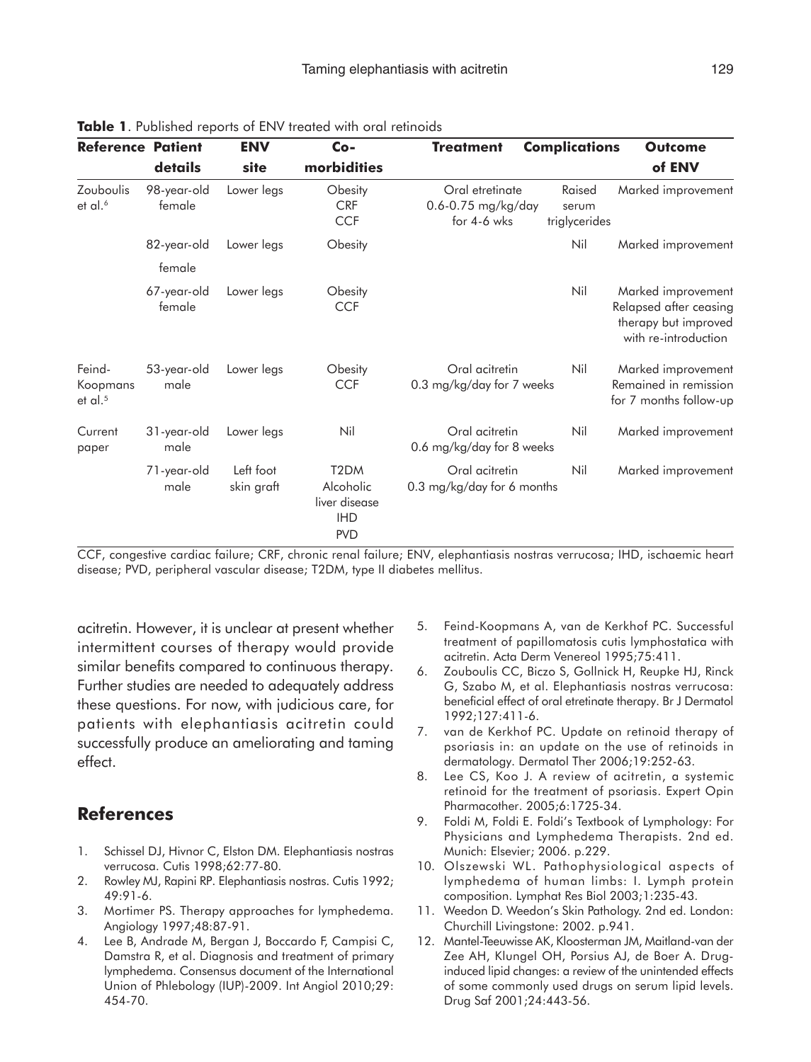**Table 1**. Published reports of ENV treated with oral retinoids

| Reference | Patient details | ENV site | Co-morbidities | Treatment | Complications | Outcome of ENV |
|---|---|---|---|---|---|---|
| Zouboulis et al.[6] | 98-year-old female | Lower legs | Obesity CRF CCF | Oral etretinate 0.6-0.75 mg/kg/day for 4-6 wks | Raised serum triglycerides | Marked improvement |
| | 82-year-old female | Lower legs | Obesity | | Nil | Marked improvement |
| | 67-year-old female | Lower legs | Obesity CCF | | Nil | Marked improvement Relapsed after ceasing therapy but improved with re-introduction |
| Feind-Koopmans et al.[5] | 53-year-old male | Lower legs | Obesity CCF | Oral acitretin 0.3 mg/kg/day for 7 weeks | Nil | Marked improvement Remained in remission for 7 months follow-up |
| Current paper | 31-year-old male | Lower legs | Nil | Oral acitretin 0.6 mg/kg/day for 8 weeks | Nil | Marked improvement |
| | 71-year-old male | Left foot skin graft | T2DM Alcoholic liver disease IHD PVD | Oral acitretin 0.3 mg/kg/day for 6 months | Nil | Marked improvement |

CCF, congestive cardiac failure; CRF, chronic renal failure; ENV, elephantiasis nostras verrucosa; IHD, ischaemic heart disease; PVD, peripheral vascular disease; T2DM, type II diabetes mellitus.

acitretin. However, it is unclear at present whether intermittent courses of therapy would provide similar benefits compared to continuous therapy. Further studies are needed to adequately address these questions. For now, with judicious care, for patients with elephantiasis acitretin could successfully produce an ameliorating and taming effect.

## References

1. Schissel DJ, Hivnor C, Elston DM. Elephantiasis nostras verrucosa. Cutis 1998;62:77-80.
2. Rowley MJ, Rapini RP. Elephantiasis nostras. Cutis 1992; 49:91-6.
3. Mortimer PS. Therapy approaches for lymphedema. Angiology 1997;48:87-91.
4. Lee B, Andrade M, Bergan J, Boccardo F, Campisi C, Damstra R, et al. Diagnosis and treatment of primary lymphedema. Consensus document of the International Union of Phlebology (IUP)-2009. Int Angiol 2010;29: 454-70.
5. Feind-Koopmans A, van de Kerkhof PC. Successful treatment of papillomatosis cutis lymphostatica with acitretin. Acta Derm Venereol 1995;75:411.
6. Zouboulis CC, Biczo S, Gollnick H, Reupke HJ, Rinck G, Szabo M, et al. Elephantiasis nostras verrucosa: beneficial effect of oral etretinate therapy. Br J Dermatol 1992;127:411-6.
7. van de Kerkhof PC. Update on retinoid therapy of psoriasis in: an update on the use of retinoids in dermatology. Dermatol Ther 2006;19:252-63.
8. Lee CS, Koo J. A review of acitretin, a systemic retinoid for the treatment of psoriasis. Expert Opin Pharmacother. 2005;6:1725-34.
9. Foldi M, Foldi E. Foldi's Textbook of Lymphology: For Physicians and Lymphedema Therapists. 2nd ed. Munich: Elsevier; 2006. p.229.
10. Olszewski WL. Pathophysiological aspects of lymphedema of human limbs: I. Lymph protein composition. Lymphat Res Biol 2003;1:235-43.
11. Weedon D. Weedon's Skin Pathology. 2nd ed. London: Churchill Livingstone: 2002. p.941.
12. Mantel-Teeuwisse AK, Kloosterman JM, Maitland-van der Zee AH, Klungel OH, Porsius AJ, de Boer A. Drug-induced lipid changes: a review of the unintended effects of some commonly used drugs on serum lipid levels. Drug Saf 2001;24:443-56.